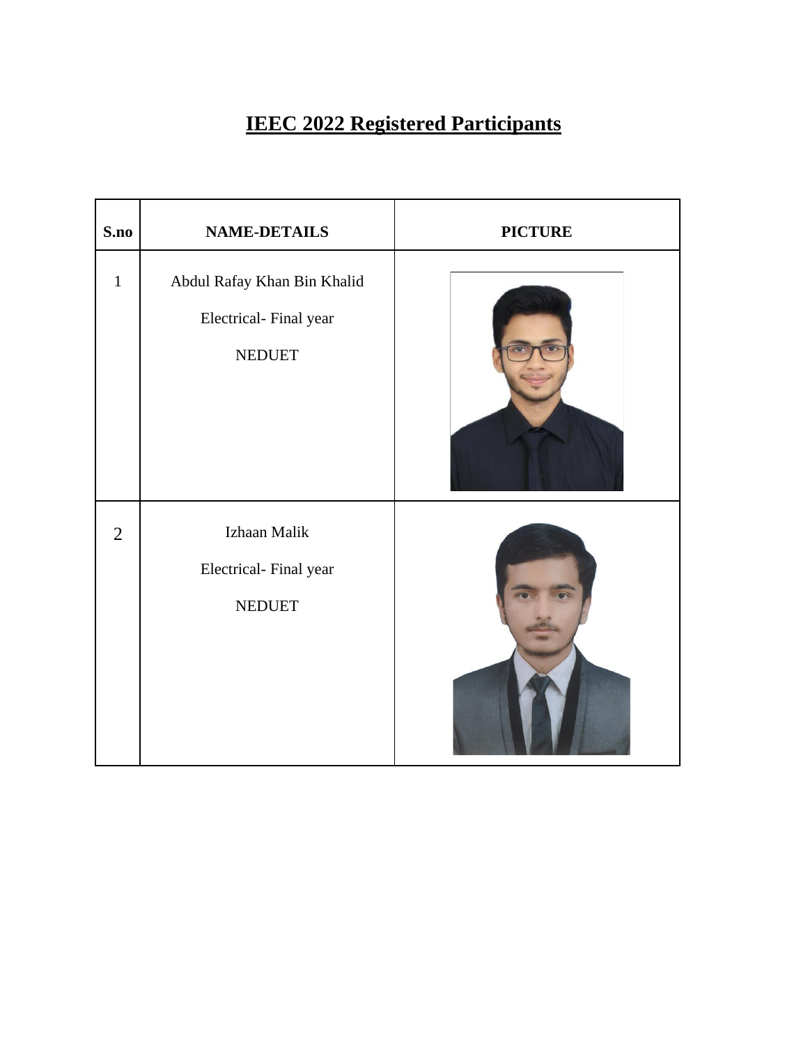# IEEC 2022 Registered Participants

| S.no | NAME-DETAILS | PICTURE |
|---|---|---|
| 1 | Abdul Rafay Khan Bin Khalid<br>Electrical- Final year<br>NEDUET | |
| 2 | Izhaan Malik<br>Electrical- Final year<br>NEDUET | |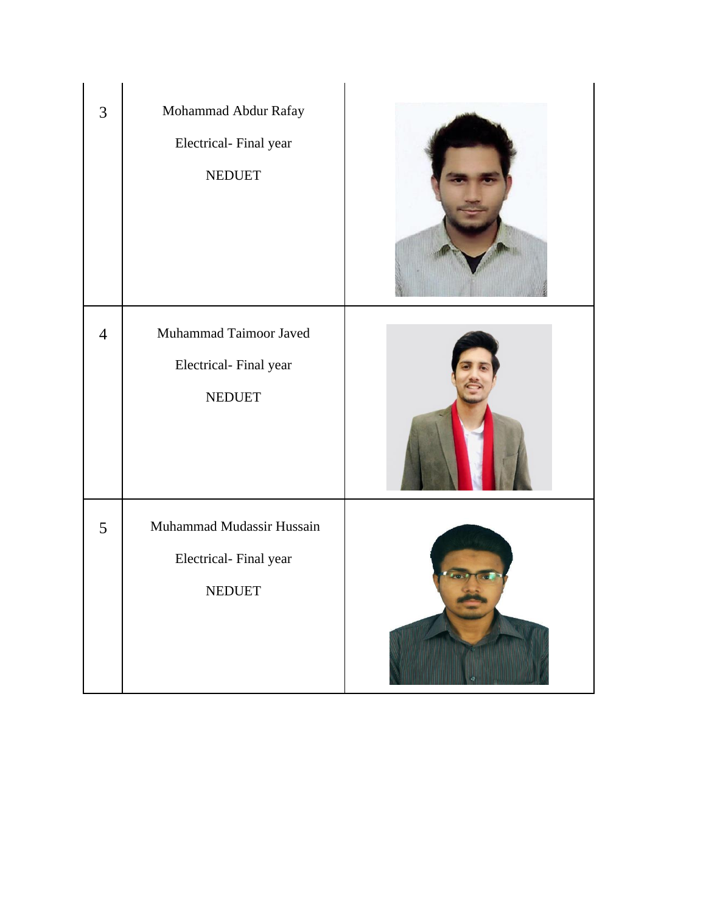| | | |
|---|---|---|
| 3 | Mohammad Abdur Rafay<br><br>Electrical- Final year<br><br>NEDUET | |
| 4 | Muhammad Taimoor Javed<br><br>Electrical- Final year<br><br>NEDUET | |
| 5 | Muhammad Mudassir Hussain<br><br>Electrical- Final year<br><br>NEDUET | |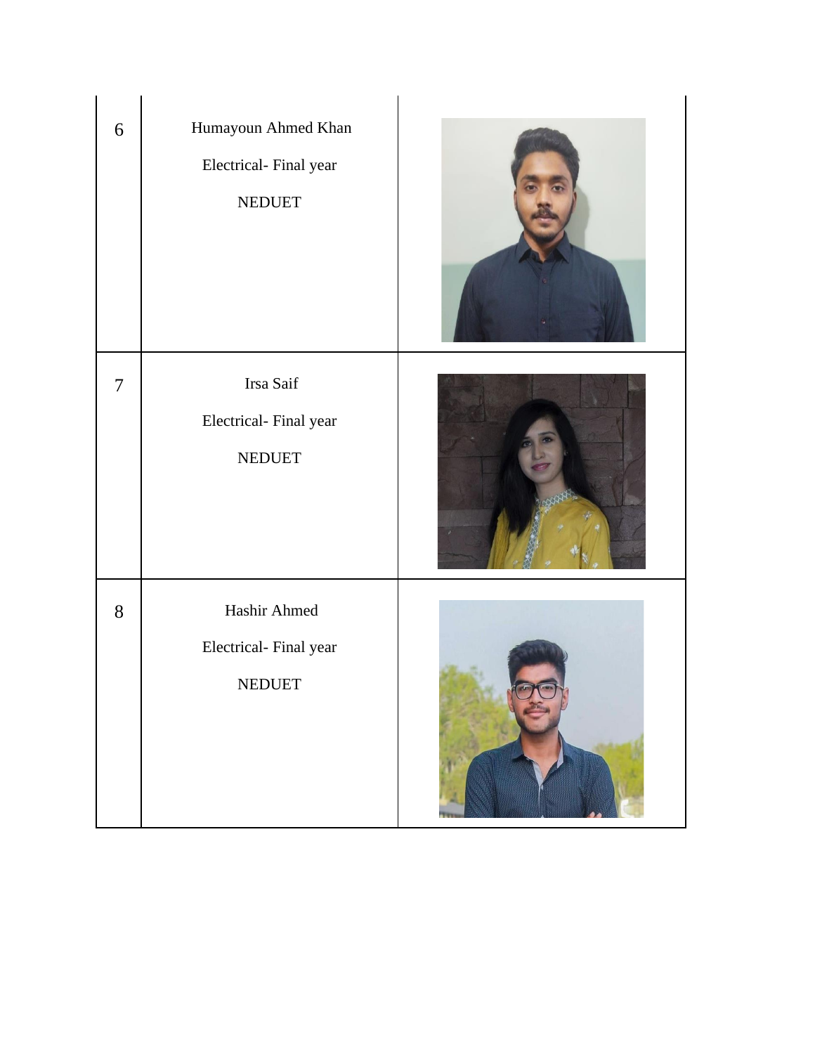| | | |
|---|---|---|
| 6 | Humayoun Ahmed Khan<br>Electrical- Final year<br>NEDUET | |
| 7 | Irsa Saif<br>Electrical- Final year<br>NEDUET | |
| 8 | Hashir Ahmed<br>Electrical- Final year<br>NEDUET | |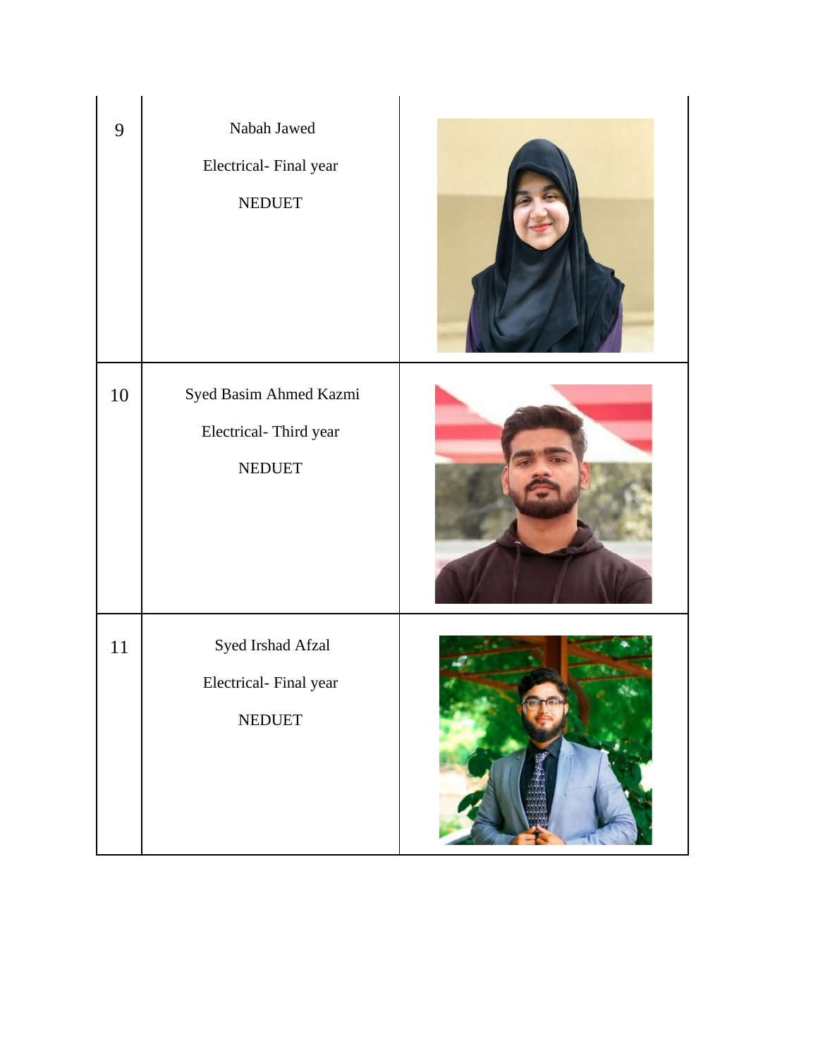| | | |
|---|---|---|
| 9 | Nabah Jawed<br><br>Electrical- Final year<br><br>NEDUET | |
| 10 | Syed Basim Ahmed Kazmi<br><br>Electrical- Third year<br><br>NEDUET | |
| 11 | Syed Irshad Afzal<br><br>Electrical- Final year<br><br>NEDUET | |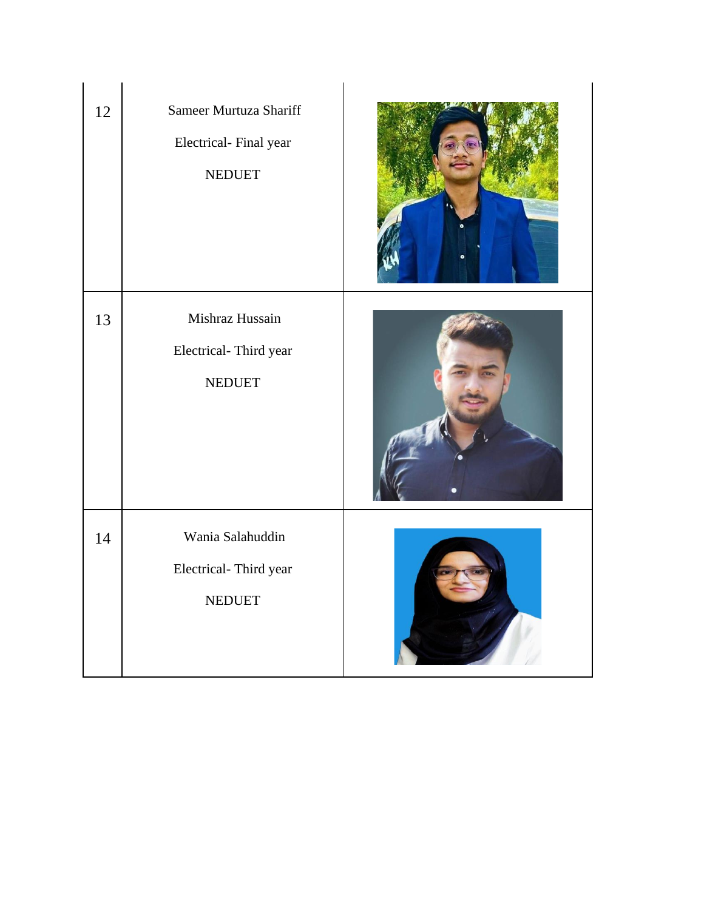| | | |
|---|---|---|
| 12 | Sameer Murtuza Shariff<br><br>Electrical- Final year<br><br>NEDUET | |
| 13 | Mishraz Hussain<br><br>Electrical- Third year<br><br>NEDUET | |
| 14 | Wania Salahuddin<br><br>Electrical- Third year<br><br>NEDUET | |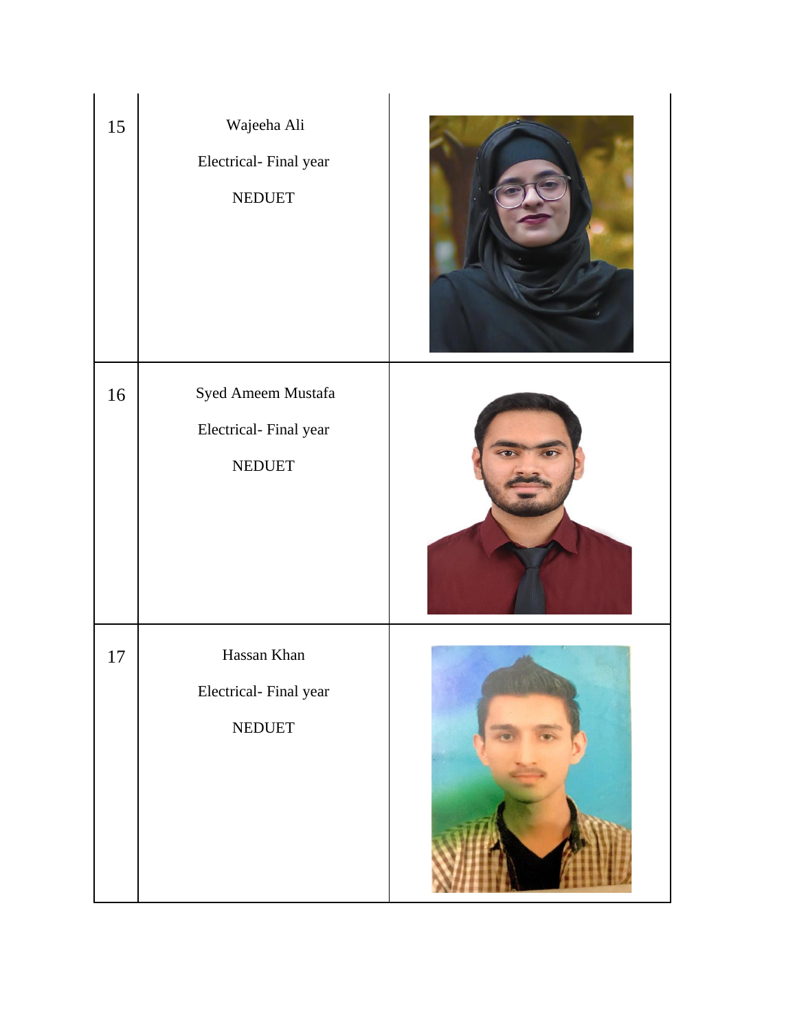| | | |
|---|---|---|
| 15 | Wajeeha Ali<br><br>Electrical- Final year<br><br>NEDUET | |
| 16 | Syed Ameem Mustafa<br><br>Electrical- Final year<br><br>NEDUET | |
| 17 | Hassan Khan<br><br>Electrical- Final year<br><br>NEDUET | |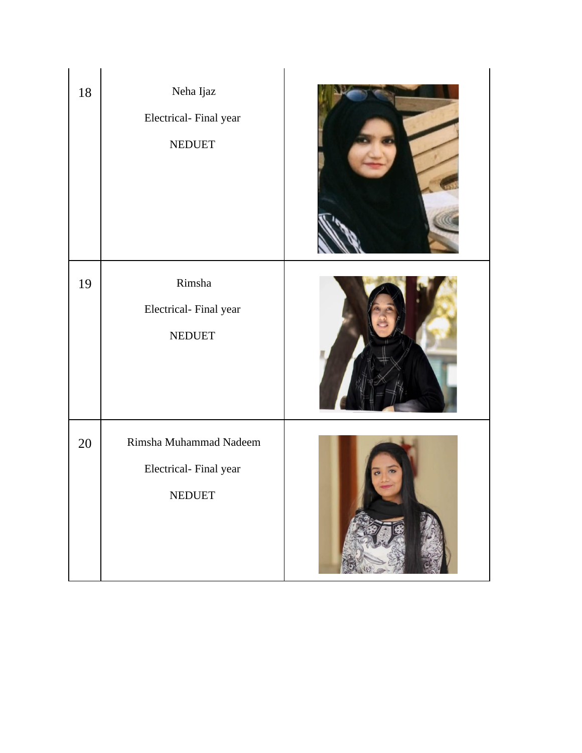| | | |
|---|---|---|
| 18 | Neha Ijaz<br><br>Electrical- Final year<br><br>NEDUET | |
| 19 | Rimsha<br><br>Electrical- Final year<br><br>NEDUET | |
| 20 | Rimsha Muhammad Nadeem<br><br>Electrical- Final year<br><br>NEDUET | |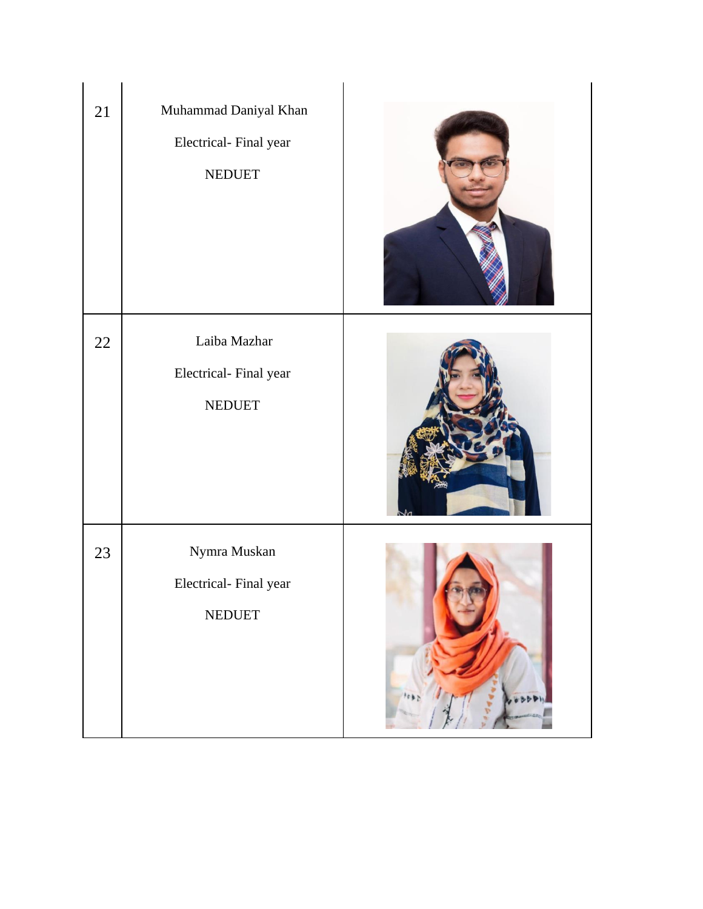| | | |
|---|---|---|
| 21 | Muhammad Daniyal Khan<br><br>Electrical- Final year<br><br>NEDUET | |
| 22 | Laiba Mazhar<br><br>Electrical- Final year<br><br>NEDUET | |
| 23 | Nymra Muskan<br><br>Electrical- Final year<br><br>NEDUET | |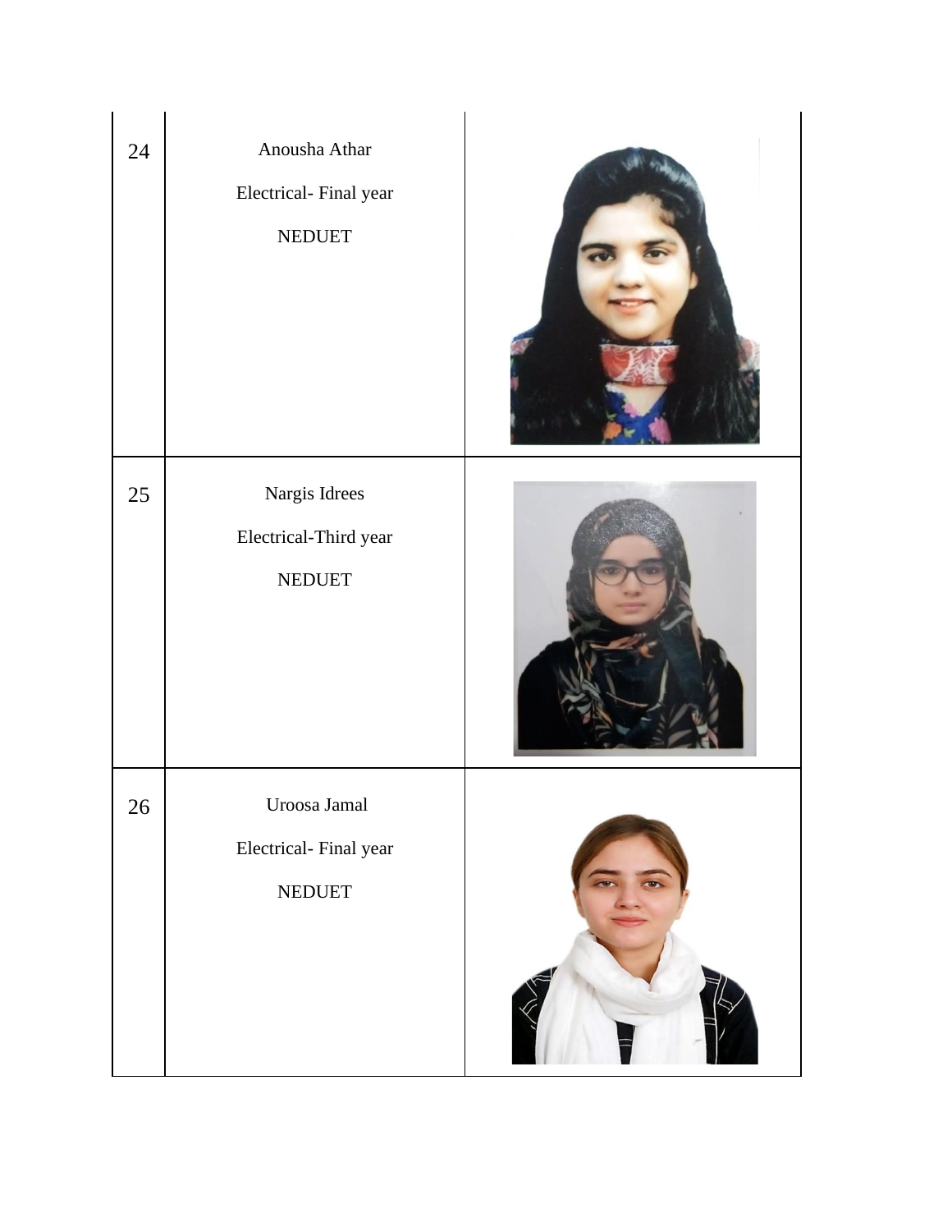| | | |
|---|---|---|
| 24 | Anousha Athar<br><br>Electrical- Final year<br><br>NEDUET | |
| 25 | Nargis Idrees<br><br>Electrical-Third year<br><br>NEDUET | |
| 26 | Uroosa Jamal<br><br>Electrical- Final year<br><br>NEDUET | |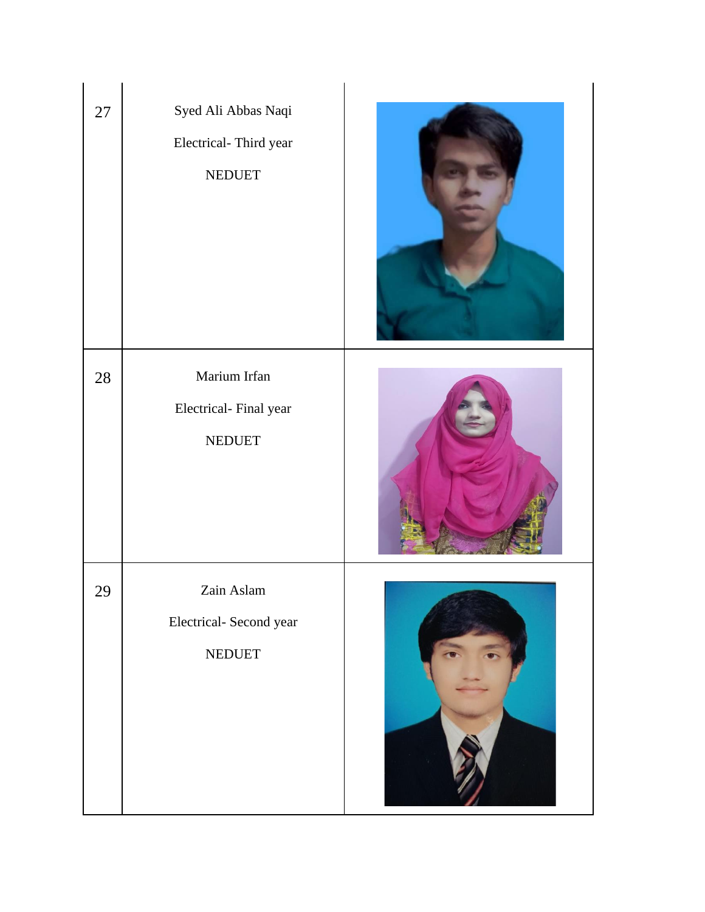| 27 | Syed Ali Abbas Naqi<br><br>Electrical- Third year<br><br>NEDUET | |
|---|---|---|
| 28 | Marium Irfan<br><br>Electrical- Final year<br><br>NEDUET | |
| 29 | Zain Aslam<br><br>Electrical- Second year<br><br>NEDUET | |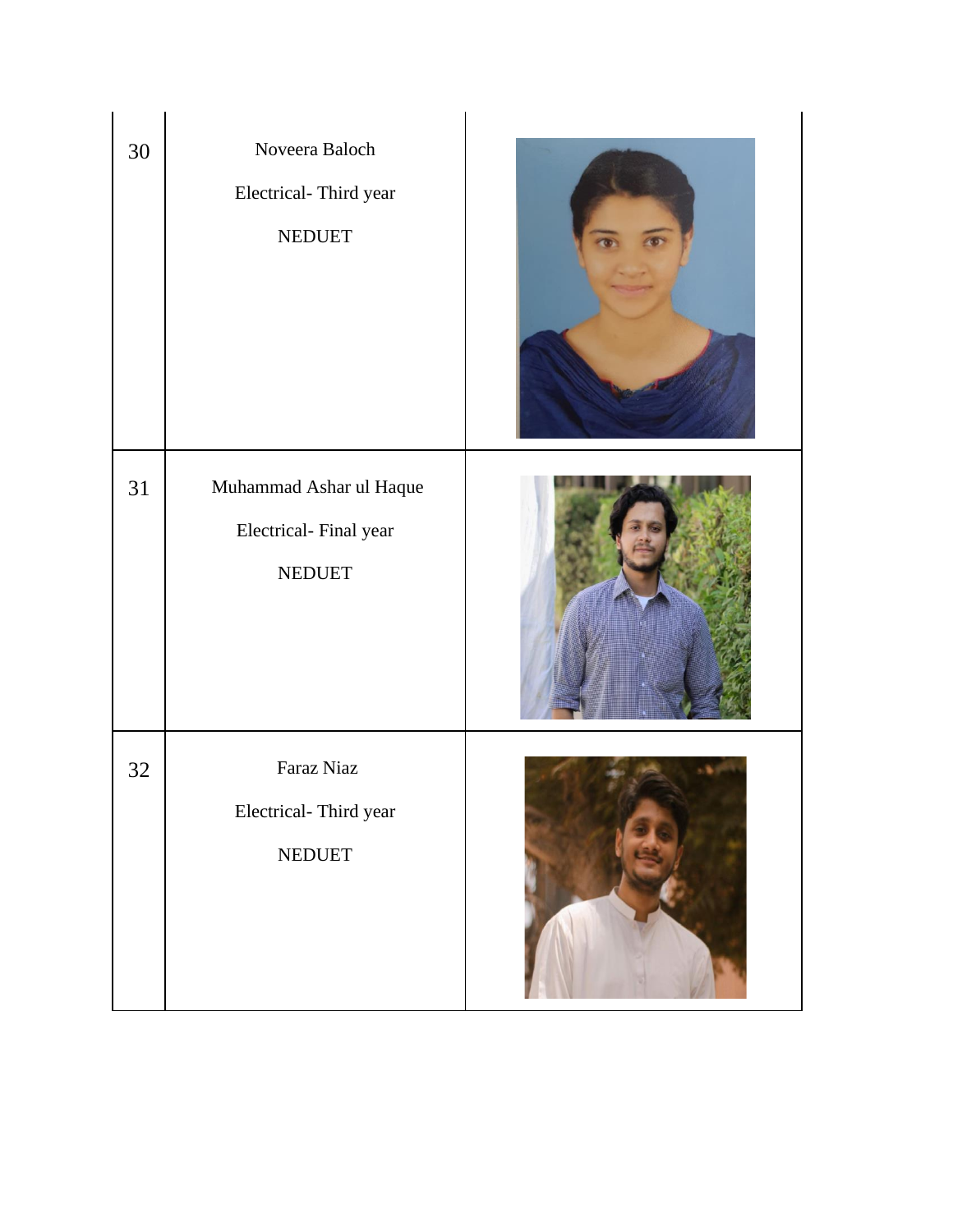| | | |
|---|---|---|
| 30 | Noveera Baloch<br><br>Electrical- Third year<br><br>NEDUET | |
| 31 | Muhammad Ashar ul Haque<br><br>Electrical- Final year<br><br>NEDUET | |
| 32 | Faraz Niaz<br><br>Electrical- Third year<br><br>NEDUET | |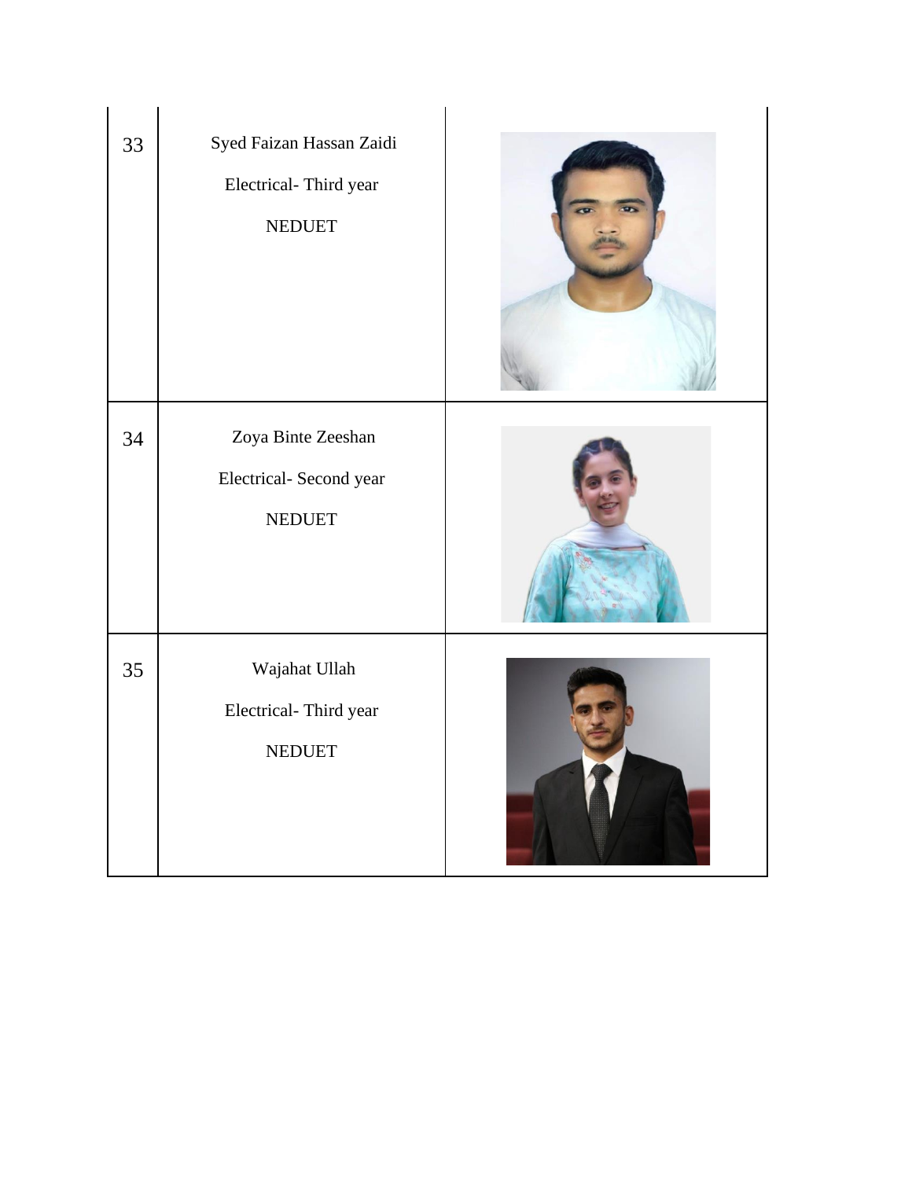| | | |
|---|---|---|
| 33 | Syed Faizan Hassan Zaidi<br><br>Electrical- Third year<br><br>NEDUET | |
| 34 | Zoya Binte Zeeshan<br><br>Electrical- Second year<br><br>NEDUET | |
| 35 | Wajahat Ullah<br><br>Electrical- Third year<br><br>NEDUET | |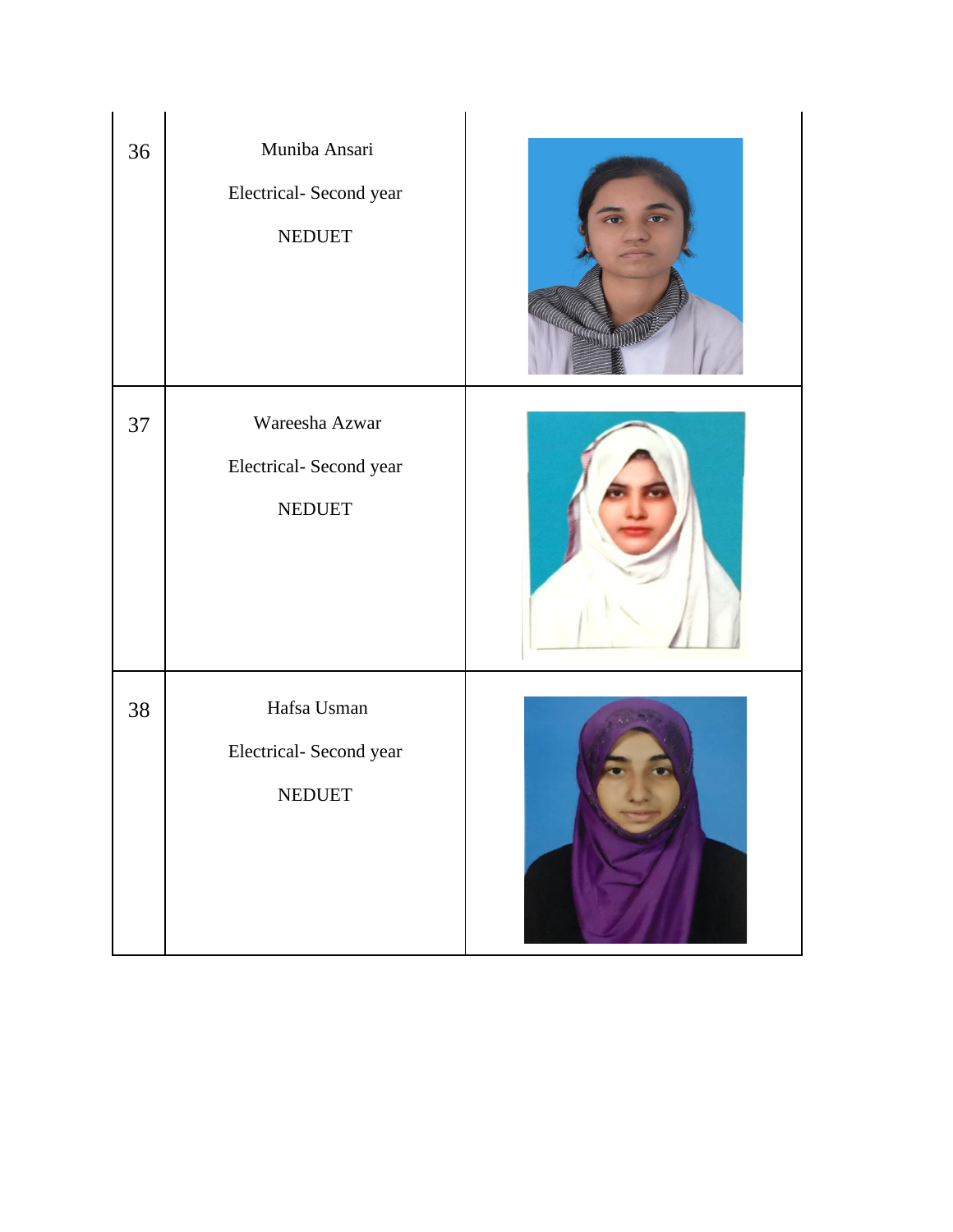| | | |
|---|---|---|
| 36 | Muniba Ansari<br><br>Electrical- Second year<br><br>NEDUET | |
| 37 | Wareesha Azwar<br><br>Electrical- Second year<br><br>NEDUET | |
| 38 | Hafsa Usman<br><br>Electrical- Second year<br><br>NEDUET | |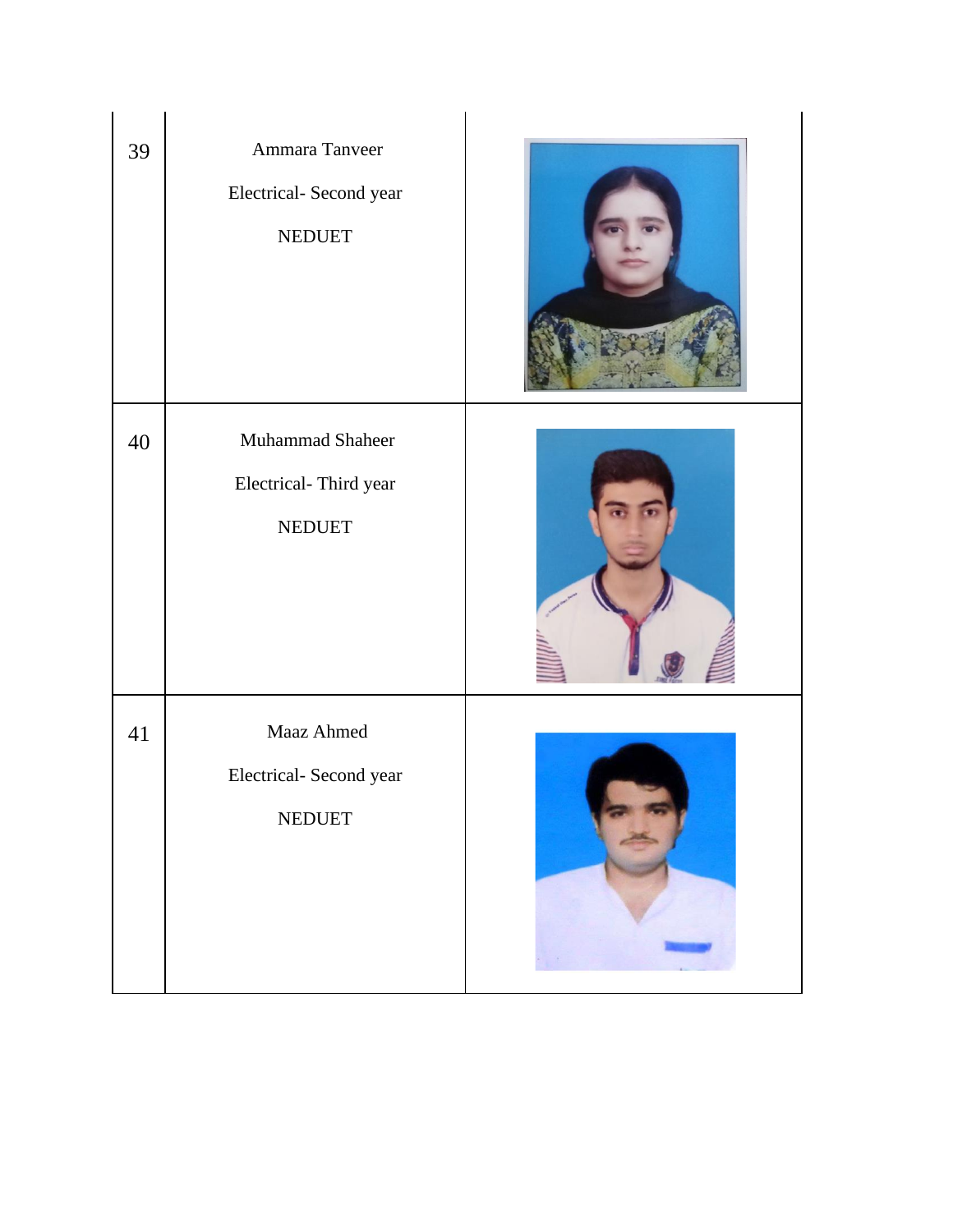| | | |
|---|---|---|
| 39 | Ammara Tanveer<br><br>Electrical- Second year<br><br>NEDUET | |
| 40 | Muhammad Shaheer<br><br>Electrical- Third year<br><br>NEDUET | |
| 41 | Maaz Ahmed<br><br>Electrical- Second year<br><br>NEDUET | |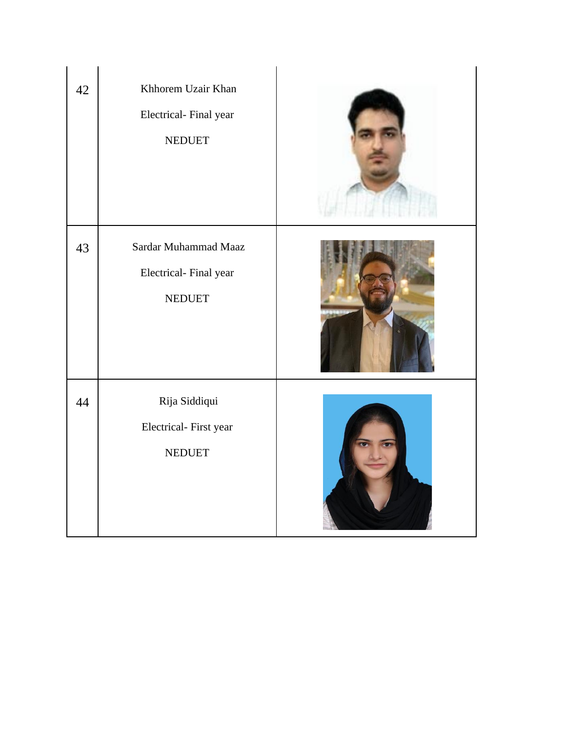| | | |
|---|---|---|
| 42 | Khhorem Uzair Khan<br><br>Electrical- Final year<br><br>NEDUET | |
| 43 | Sardar Muhammad Maaz<br><br>Electrical- Final year<br><br>NEDUET | |
| 44 | Rija Siddiqui<br><br>Electrical- First year<br><br>NEDUET | |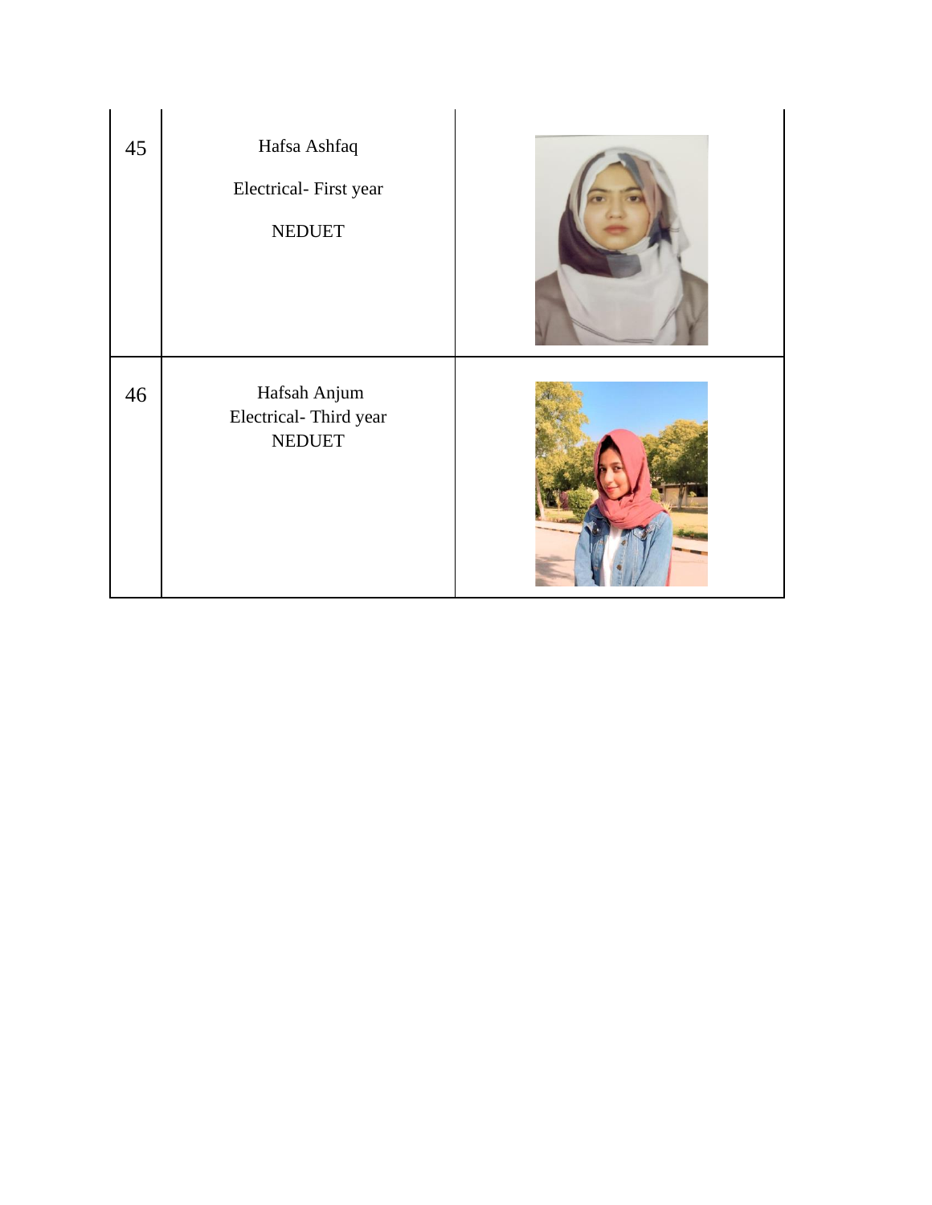| | | |
|---|---|---|
| 45 | Hafsa Ashfaq<br><br>Electrical- First year<br><br>NEDUET | |
| 46 | Hafsah Anjum<br>Electrical- Third year<br>NEDUET | |